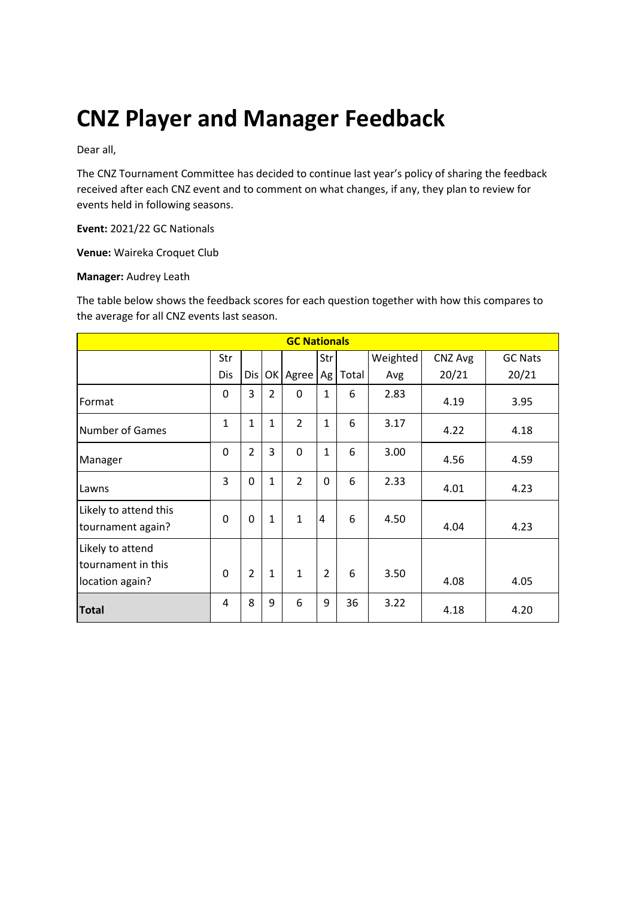# CNZ Player and Manager Feedback

Dear all,

The CNZ Tournament Committee has decided to continue last year's policy of sharing the feedback received after each CNZ event and to comment on what changes, if any, they plan to review for events held in following seasons.

**Event:** 2021/22 GC Nationals

**Venue:** Waireka Croquet Club

**Manager:** Audrey Leath

The table below shows the feedback scores for each question together with how this compares to the average for all CNZ events last season.

| GC Nationals | | | | | | | | | |
|---|---|---|---|---|---|---|---|---|---|
| | Str Dis | Dis | OK | Agree | Str Ag | Total | Weighted Avg | CNZ Avg 20/21 | GC Nats 20/21 |
| Format | 0 | 3 | 2 | 0 | 1 | 6 | 2.83 | 4.19 | 3.95 |
| Number of Games | 1 | 1 | 1 | 2 | 1 | 6 | 3.17 | 4.22 | 4.18 |
| Manager | 0 | 2 | 3 | 0 | 1 | 6 | 3.00 | 4.56 | 4.59 |
| Lawns | 3 | 0 | 1 | 2 | 0 | 6 | 2.33 | 4.01 | 4.23 |
| Likely to attend this tournament again? | 0 | 0 | 1 | 1 | 4 | 6 | 4.50 | 4.04 | 4.23 |
| Likely to attend tournament in this location again? | 0 | 2 | 1 | 1 | 2 | 6 | 3.50 | 4.08 | 4.05 |
| **Total** | 4 | 8 | 9 | 6 | 9 | 36 | 3.22 | 4.18 | 4.20 |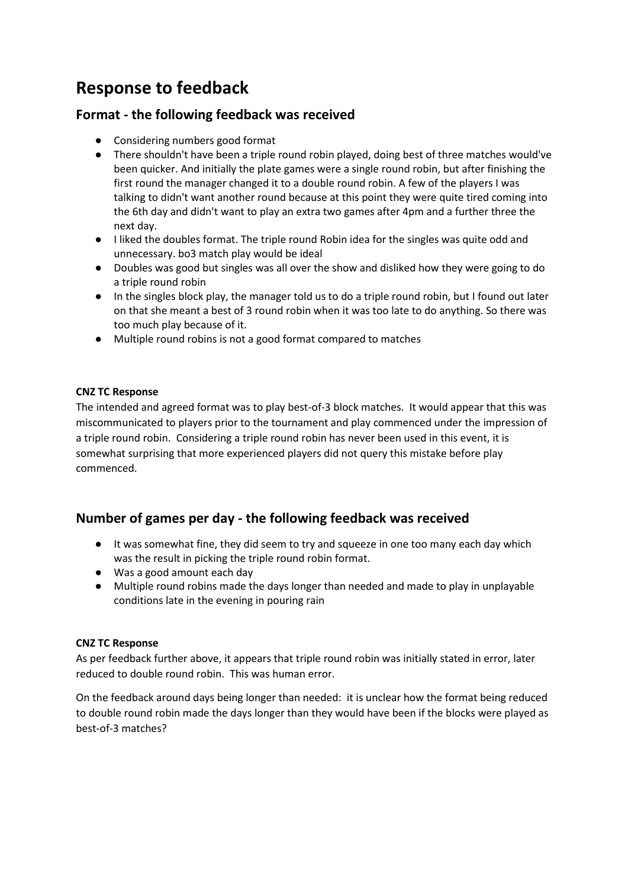# Response to feedback

## Format - the following feedback was received

- Considering numbers good format
- There shouldn't have been a triple round robin played, doing best of three matches would've been quicker. And initially the plate games were a single round robin, but after finishing the first round the manager changed it to a double round robin. A few of the players I was talking to didn't want another round because at this point they were quite tired coming into the 6th day and didn't want to play an extra two games after 4pm and a further three the next day.
- I liked the doubles format. The triple round Robin idea for the singles was quite odd and unnecessary. bo3 match play would be ideal
- Doubles was good but singles was all over the show and disliked how they were going to do a triple round robin
- In the singles block play, the manager told us to do a triple round robin, but I found out later on that she meant a best of 3 round robin when it was too late to do anything. So there was too much play because of it.
- Multiple round robins is not a good format compared to matches

**CNZ TC Response**

The intended and agreed format was to play best-of-3 block matches. It would appear that this was miscommunicated to players prior to the tournament and play commenced under the impression of a triple round robin. Considering a triple round robin has never been used in this event, it is somewhat surprising that more experienced players did not query this mistake before play commenced.

## Number of games per day - the following feedback was received

- It was somewhat fine, they did seem to try and squeeze in one too many each day which was the result in picking the triple round robin format.
- Was a good amount each day
- Multiple round robins made the days longer than needed and made to play in unplayable conditions late in the evening in pouring rain

**CNZ TC Response**

As per feedback further above, it appears that triple round robin was initially stated in error, later reduced to double round robin. This was human error.

On the feedback around days being longer than needed: it is unclear how the format being reduced to double round robin made the days longer than they would have been if the blocks were played as best-of-3 matches?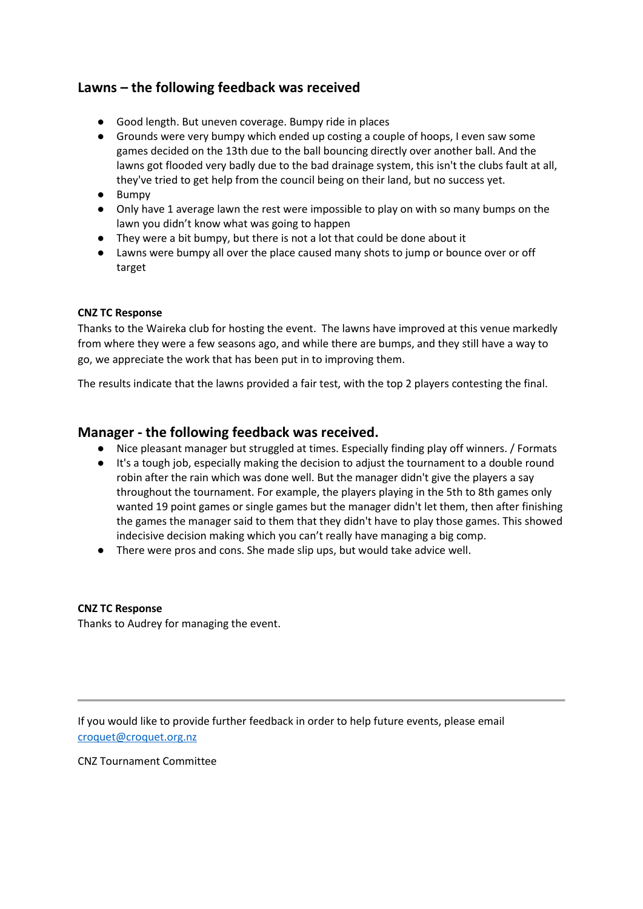## Lawns – the following feedback was received

- Good length. But uneven coverage. Bumpy ride in places
- Grounds were very bumpy which ended up costing a couple of hoops, I even saw some games decided on the 13th due to the ball bouncing directly over another ball. And the lawns got flooded very badly due to the bad drainage system, this isn't the clubs fault at all, they've tried to get help from the council being on their land, but no success yet.
- Bumpy
- Only have 1 average lawn the rest were impossible to play on with so many bumps on the lawn you didn't know what was going to happen
- They were a bit bumpy, but there is not a lot that could be done about it
- Lawns were bumpy all over the place caused many shots to jump or bounce over or off target

**CNZ TC Response**

Thanks to the Waireka club for hosting the event. The lawns have improved at this venue markedly from where they were a few seasons ago, and while there are bumps, and they still have a way to go, we appreciate the work that has been put in to improving them.

The results indicate that the lawns provided a fair test, with the top 2 players contesting the final.

## Manager - the following feedback was received.

- Nice pleasant manager but struggled at times. Especially finding play off winners. / Formats
- It's a tough job, especially making the decision to adjust the tournament to a double round robin after the rain which was done well. But the manager didn't give the players a say throughout the tournament. For example, the players playing in the 5th to 8th games only wanted 19 point games or single games but the manager didn't let them, then after finishing the games the manager said to them that they didn't have to play those games. This showed indecisive decision making which you can't really have managing a big comp.
- There were pros and cons. She made slip ups, but would take advice well.

**CNZ TC Response**

Thanks to Audrey for managing the event.

---

If you would like to provide further feedback in order to help future events, please email [croquet@croquet.org.nz](mailto:croquet@croquet.org.nz)

CNZ Tournament Committee